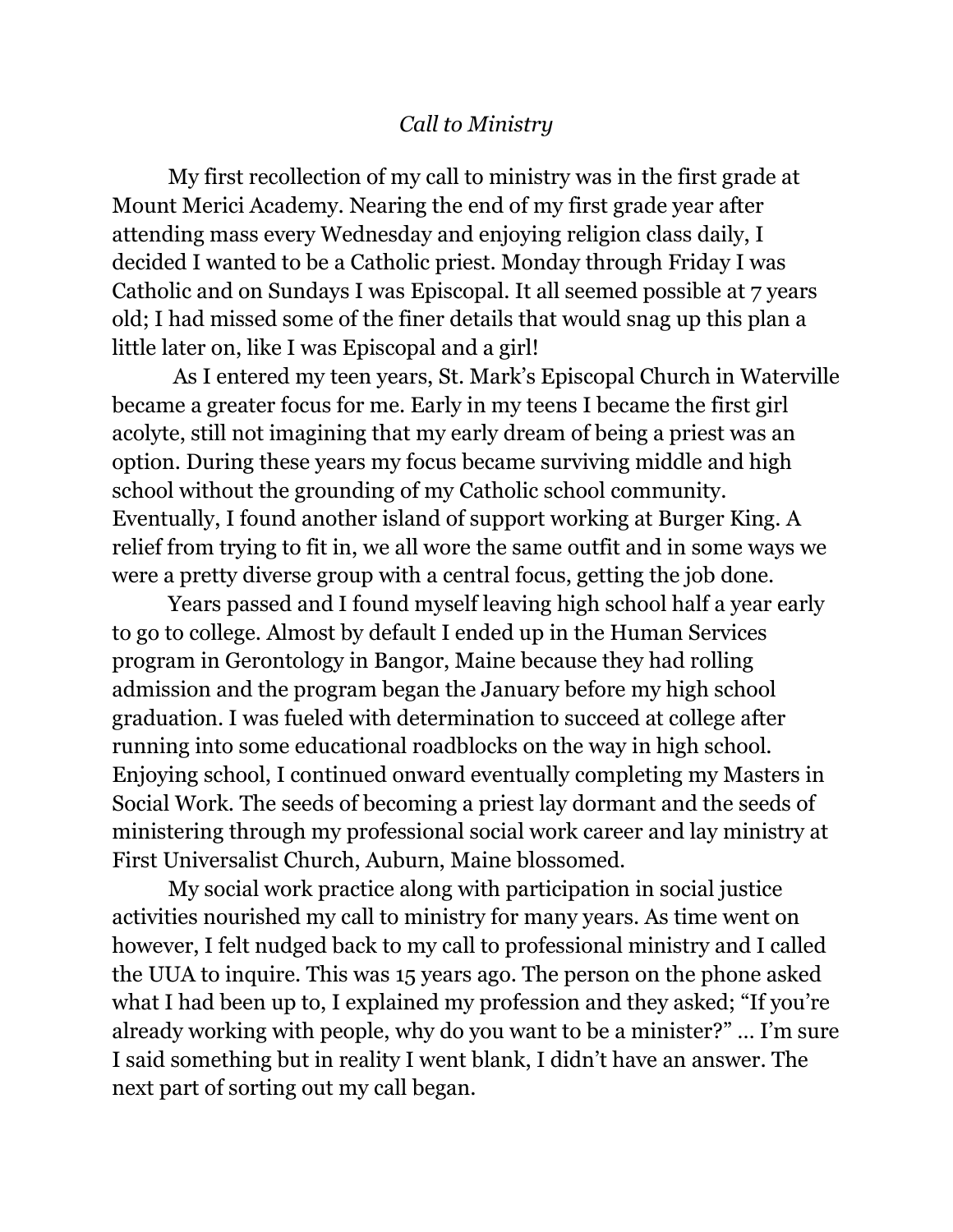*Call to Ministry*

My first recollection of my call to ministry was in the first grade at Mount Merici Academy. Nearing the end of my first grade year after attending mass every Wednesday and enjoying religion class daily, I decided I wanted to be a Catholic priest. Monday through Friday I was Catholic and on Sundays I was Episcopal. It all seemed possible at 7 years old; I had missed some of the finer details that would snag up this plan a little later on, like I was Episcopal and a girl!

As I entered my teen years, St. Mark's Episcopal Church in Waterville became a greater focus for me. Early in my teens I became the first girl acolyte, still not imagining that my early dream of being a priest was an option. During these years my focus became surviving middle and high school without the grounding of my Catholic school community. Eventually, I found another island of support working at Burger King. A relief from trying to fit in, we all wore the same outfit and in some ways we were a pretty diverse group with a central focus, getting the job done.

Years passed and I found myself leaving high school half a year early to go to college. Almost by default I ended up in the Human Services program in Gerontology in Bangor, Maine because they had rolling admission and the program began the January before my high school graduation. I was fueled with determination to succeed at college after running into some educational roadblocks on the way in high school. Enjoying school, I continued onward eventually completing my Masters in Social Work. The seeds of becoming a priest lay dormant and the seeds of ministering through my professional social work career and lay ministry at First Universalist Church, Auburn, Maine blossomed.

My social work practice along with participation in social justice activities nourished my call to ministry for many years. As time went on however, I felt nudged back to my call to professional ministry and I called the UUA to inquire. This was 15 years ago. The person on the phone asked what I had been up to, I explained my profession and they asked; "If you're already working with people, why do you want to be a minister?" … I'm sure I said something but in reality I went blank, I didn't have an answer. The next part of sorting out my call began.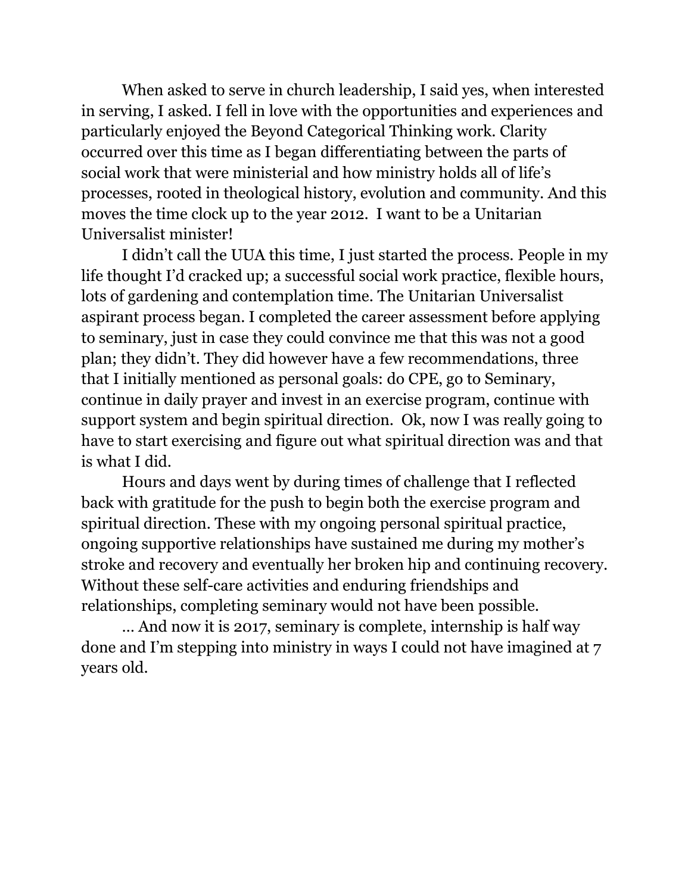When asked to serve in church leadership, I said yes, when interested in serving, I asked. I fell in love with the opportunities and experiences and particularly enjoyed the Beyond Categorical Thinking work. Clarity occurred over this time as I began differentiating between the parts of social work that were ministerial and how ministry holds all of life's processes, rooted in theological history, evolution and community. And this moves the time clock up to the year 2012. I want to be a Unitarian Universalist minister!

I didn't call the UUA this time, I just started the process. People in my life thought I'd cracked up; a successful social work practice, flexible hours, lots of gardening and contemplation time. The Unitarian Universalist aspirant process began. I completed the career assessment before applying to seminary, just in case they could convince me that this was not a good plan; they didn't. They did however have a few recommendations, three that I initially mentioned as personal goals: do CPE, go to Seminary, continue in daily prayer and invest in an exercise program, continue with support system and begin spiritual direction. Ok, now I was really going to have to start exercising and figure out what spiritual direction was and that is what I did.

Hours and days went by during times of challenge that I reflected back with gratitude for the push to begin both the exercise program and spiritual direction. These with my ongoing personal spiritual practice, ongoing supportive relationships have sustained me during my mother's stroke and recovery and eventually her broken hip and continuing recovery. Without these self-care activities and enduring friendships and relationships, completing seminary would not have been possible.

… And now it is 2017, seminary is complete, internship is half way done and I'm stepping into ministry in ways I could not have imagined at 7 years old.